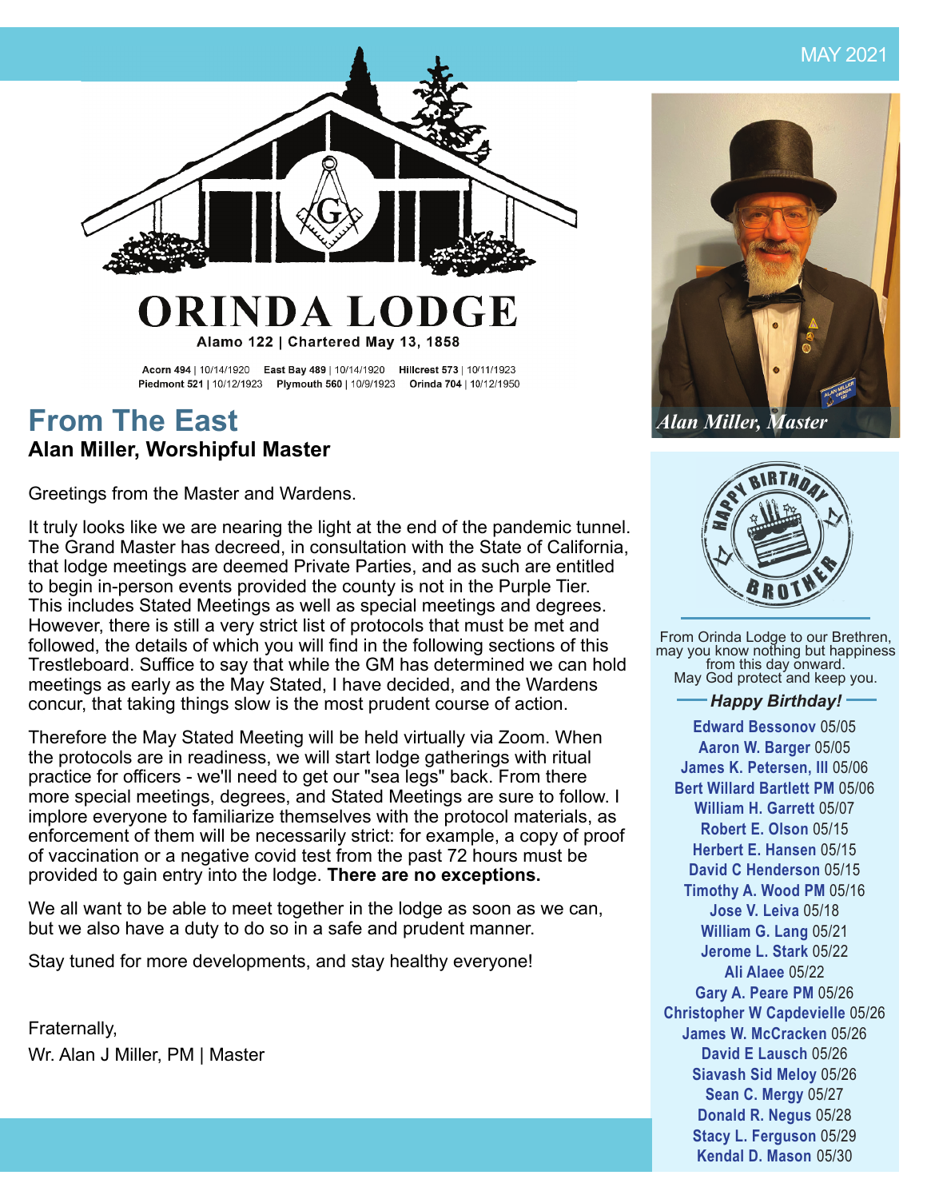MAY 2021

# ORINDA LODGE

Alamo 122 | Chartered May 13, 1858

**Acorn 494** | 10/14/1920 **East Bay 489** | 10/14/1920 **Hillcrest 573** | 10/11/1923
**Piedmont 521** | 10/12/1923 **Plymouth 560** | 10/9/1923 **Orinda 704** | 10/12/1950

## From The East

### Alan Miller, Worshipful Master

Greetings from the Master and Wardens.

It truly looks like we are nearing the light at the end of the pandemic tunnel. The Grand Master has decreed, in consultation with the State of California, that lodge meetings are deemed Private Parties, and as such are entitled to begin in-person events provided the county is not in the Purple Tier. This includes Stated Meetings as well as special meetings and degrees. However, there is still a very strict list of protocols that must be met and followed, the details of which you will find in the following sections of this Trestleboard. Suffice to say that while the GM has determined we can hold meetings as early as the May Stated, I have decided, and the Wardens concur, that taking things slow is the most prudent course of action.

Therefore the May Stated Meeting will be held virtually via Zoom. When the protocols are in readiness, we will start lodge gatherings with ritual practice for officers - we'll need to get our "sea legs" back. From there more special meetings, degrees, and Stated Meetings are sure to follow. I implore everyone to familiarize themselves with the protocol materials, as enforcement of them will be necessarily strict: for example, a copy of proof of vaccination or a negative covid test from the past 72 hours must be provided to gain entry into the lodge. **There are no exceptions.**

We all want to be able to meet together in the lodge as soon as we can, but we also have a duty to do so in a safe and prudent manner.

Stay tuned for more developments, and stay healthy everyone!

Fraternally,
Wr. Alan J Miller, PM | Master

*Alan Miller, Master*

HAPPY BIRTHDAY BROTHER

From Orinda Lodge to our Brethren, may you know nothing but happiness from this day onward. May God protect and keep you.

***Happy Birthday!***

**Edward Bessonov** 05/05
**Aaron W. Barger** 05/05
**James K. Petersen, III** 05/06
**Bert Willard Bartlett PM** 05/06
**William H. Garrett** 05/07
**Robert E. Olson** 05/15
**Herbert E. Hansen** 05/15
**David C Henderson** 05/15
**Timothy A. Wood PM** 05/16
**Jose V. Leiva** 05/18
**William G. Lang** 05/21
**Jerome L. Stark** 05/22
**Ali Alaee** 05/22
**Gary A. Peare PM** 05/26
**Christopher W Capdevielle** 05/26
**James W. McCracken** 05/26
**David E Lausch** 05/26
**Siavash Sid Meloy** 05/26
**Sean C. Mergy** 05/27
**Donald R. Negus** 05/28
**Stacy L. Ferguson** 05/29
**Kendal D. Mason** 05/30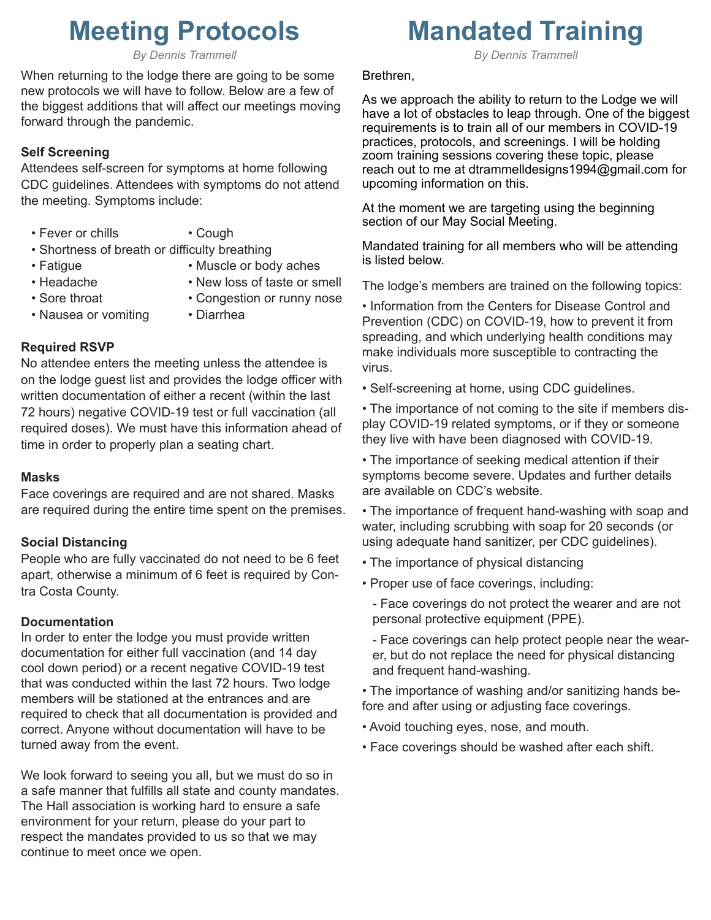# Meeting Protocols

*By Dennis Trammell*

When returning to the lodge there are going to be some new protocols we will have to follow. Below are a few of the biggest additions that will affect our meetings moving forward through the pandemic.

### Self Screening

Attendees self-screen for symptoms at home following CDC guidelines. Attendees with symptoms do not attend the meeting. Symptoms include:

- Fever or chills
- Cough
- Shortness of breath or difficulty breathing
- Fatigue
- Muscle or body aches
- Headache
- New loss of taste or smell
- Sore throat
- Congestion or runny nose
- Nausea or vomiting
- Diarrhea

### Required RSVP

No attendee enters the meeting unless the attendee is on the lodge guest list and provides the lodge officer with written documentation of either a recent (within the last 72 hours) negative COVID-19 test or full vaccination (all required doses). We must have this information ahead of time in order to properly plan a seating chart.

### Masks

Face coverings are required and are not shared. Masks are required during the entire time spent on the premises.

### Social Distancing

People who are fully vaccinated do not need to be 6 feet apart, otherwise a minimum of 6 feet is required by Contra Costa County.

### Documentation

In order to enter the lodge you must provide written documentation for either full vaccination (and 14 day cool down period) or a recent negative COVID-19 test that was conducted within the last 72 hours. Two lodge members will be stationed at the entrances and are required to check that all documentation is provided and correct. Anyone without documentation will have to be turned away from the event.

We look forward to seeing you all, but we must do so in a safe manner that fulfills all state and county mandates. The Hall association is working hard to ensure a safe environment for your return, please do your part to respect the mandates provided to us so that we may continue to meet once we open.

# Mandated Training

*By Dennis Trammell*

Brethren,

As we approach the ability to return to the Lodge we will have a lot of obstacles to leap through. One of the biggest requirements is to train all of our members in COVID-19 practices, protocols, and screenings. I will be holding zoom training sessions covering these topic, please reach out to me at dtrammelldesigns1994@gmail.com for upcoming information on this.

At the moment we are targeting using the beginning section of our May Social Meeting.

Mandated training for all members who will be attending is listed below.

The lodge's members are trained on the following topics:

- Information from the Centers for Disease Control and Prevention (CDC) on COVID-19, how to prevent it from spreading, and which underlying health conditions may make individuals more susceptible to contracting the virus.
- Self-screening at home, using CDC guidelines.
- The importance of not coming to the site if members display COVID-19 related symptoms, or if they or someone they live with have been diagnosed with COVID-19.
- The importance of seeking medical attention if their symptoms become severe. Updates and further details are available on CDC's website.
- The importance of frequent hand-washing with soap and water, including scrubbing with soap for 20 seconds (or using adequate hand sanitizer, per CDC guidelines).
- The importance of physical distancing
- Proper use of face coverings, including:
  - Face coverings do not protect the wearer and are not personal protective equipment (PPE).
  - Face coverings can help protect people near the wearer, but do not replace the need for physical distancing and frequent hand-washing.
- The importance of washing and/or sanitizing hands before and after using or adjusting face coverings.
- Avoid touching eyes, nose, and mouth.
- Face coverings should be washed after each shift.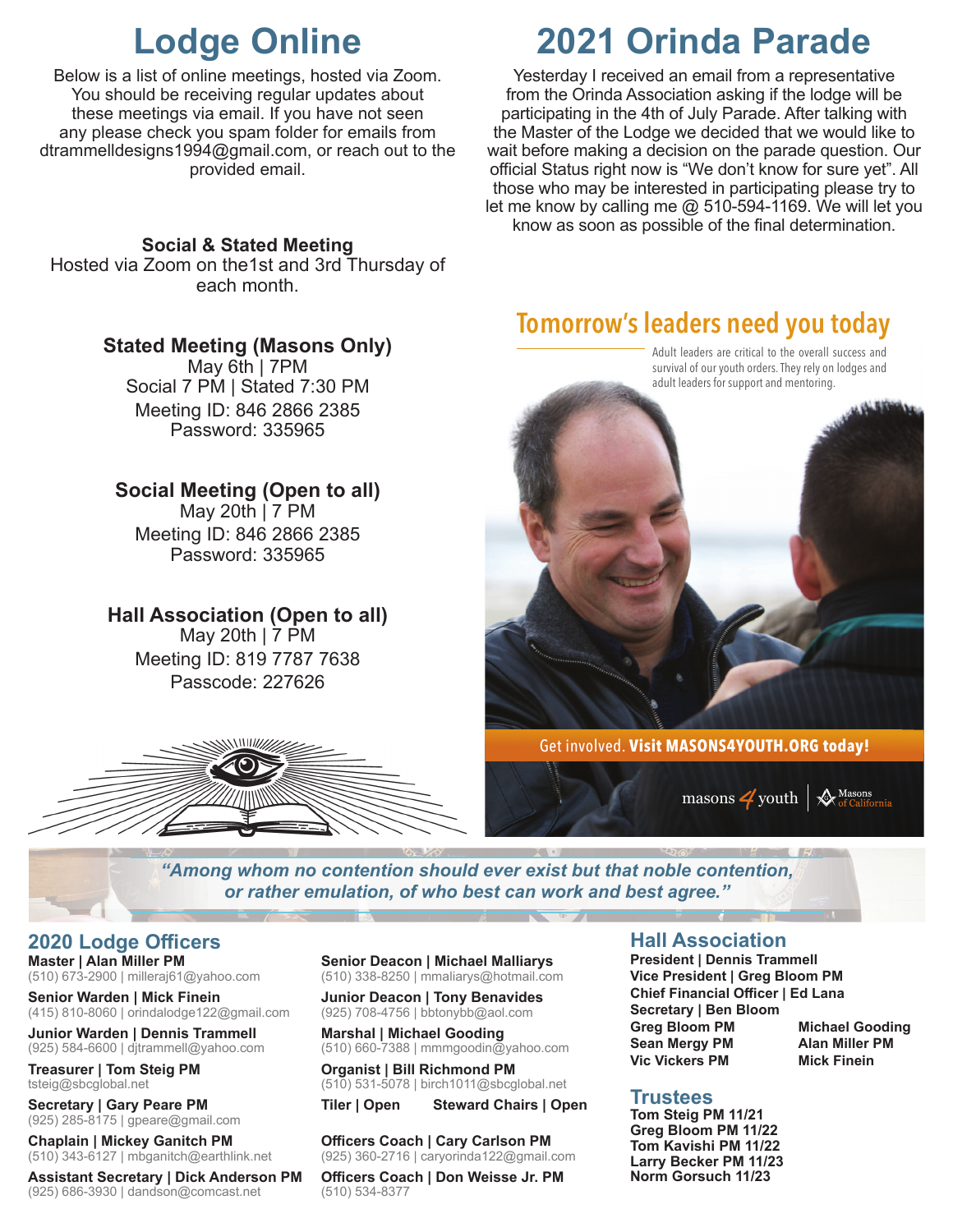# Lodge Online

Below is a list of online meetings, hosted via Zoom. You should be receiving regular updates about these meetings via email. If you have not seen any please check you spam folder for emails from dtrammelldesigns1994@gmail.com, or reach out to the provided email.

**Social & Stated Meeting**
Hosted via Zoom on the1st and 3rd Thursday of each month.

**Stated Meeting (Masons Only)**
May 6th | 7PM
Social 7 PM | Stated 7:30 PM
Meeting ID: 846 2866 2385
Password: 335965

**Social Meeting (Open to all)**
May 20th | 7 PM
Meeting ID: 846 2866 2385
Password: 335965

**Hall Association (Open to all)**
May 20th | 7 PM
Meeting ID: 819 7787 7638
Passcode: 227626

# 2021 Orinda Parade

Yesterday I received an email from a representative from the Orinda Association asking if the lodge will be participating in the 4th of July Parade. After talking with the Master of the Lodge we decided that we would like to wait before making a decision on the parade question. Our official Status right now is "We don't know for sure yet". All those who may be interested in participating please try to let me know by calling me @ 510-594-1169. We will let you know as soon as possible of the final determination.

## Tomorrow's leaders need you today

Adult leaders are critical to the overall success and survival of our youth orders. They rely on lodges and adult leaders for support and mentoring.

Get involved. **Visit MASONS4YOUTH.ORG today!**

masons 4 youth | Masons of California

*"Among whom no contention should ever exist but that noble contention, or rather emulation, of who best can work and best agree."*

## 2020 Lodge Officers

**Master | Alan Miller PM**
(510) 673-2900 | milleraj61@yahoo.com

**Senior Warden | Mick Finein**
(415) 810-8060 | orindalodge122@gmail.com

**Junior Warden | Dennis Trammell**
(925) 584-6600 | djtrammell@yahoo.com

**Treasurer | Tom Steig PM**
tsteig@sbcglobal.net

**Secretary | Gary Peare PM**
(925) 285-8175 | gpeare@gmail.com

**Chaplain | Mickey Ganitch PM**
(510) 343-6127 | mbganitch@earthlink.net

**Assistant Secretary | Dick Anderson PM**
(925) 686-3930 | dandson@comcast.net

**Senior Deacon | Michael Malliarys**
(510) 338-8250 | mmaliarys@hotmail.com

**Junior Deacon | Tony Benavides**
(925) 708-4756 | bbtonybb@aol.com

**Marshal | Michael Gooding**
(510) 660-7388 | mmmgoodin@yahoo.com

**Organist | Bill Richmond PM**
(510) 531-5078 | birch1011@sbcglobal.net

**Tiler | Open** **Steward Chairs | Open**

**Officers Coach | Cary Carlson PM**
(925) 360-2716 | caryorinda122@gmail.com

**Officers Coach | Don Weisse Jr. PM**
(510) 534-8377

## Hall Association

**President | Dennis Trammell**
**Vice President | Greg Bloom PM**
**Chief Financial Officer | Ed Lana**
**Secretary | Ben Bloom**
**Greg Bloom PM**
**Sean Mergy PM**
**Vic Vickers PM**
**Michael Gooding**
**Alan Miller PM**
**Mick Finein**

## Trustees

**Tom Steig PM 11/21**
**Greg Bloom PM 11/22**
**Tom Kavishi PM 11/22**
**Larry Becker PM 11/23**
**Norm Gorsuch 11/23**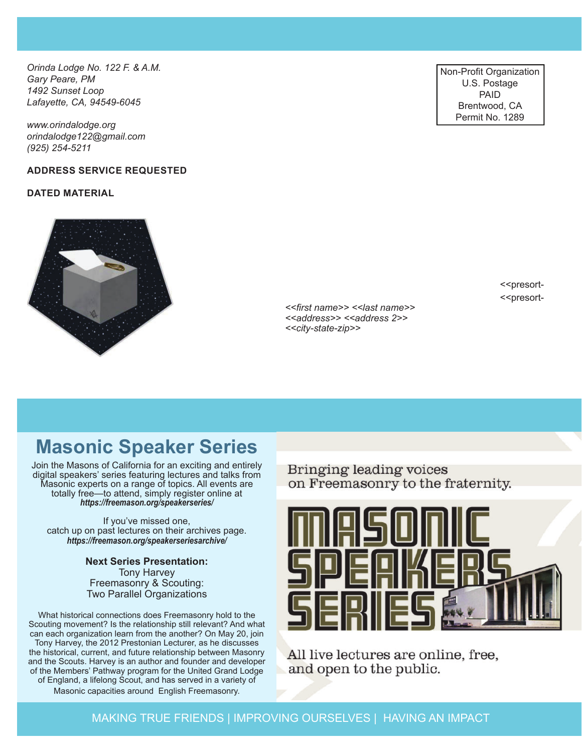*Orinda Lodge No. 122 F. & A.M.*
*Gary Peare, PM*
*1492 Sunset Loop*
*Lafayette, CA, 94549-6045*

*www.orindalodge.org*
*orindalodge122@gmail.com*
*(925) 254-5211*

**ADDRESS SERVICE REQUESTED**

**DATED MATERIAL**

Non-Profit Organization
U.S. Postage
PAID
Brentwood, CA
Permit No. 1289

<<presort-
<<presort-

*<<first name>> <<last name>>*
*<<address>> <<address 2>>*
*<<city-state-zip>>*

# Masonic Speaker Series

Join the Masons of California for an exciting and entirely digital speakers' series featuring lectures and talks from Masonic experts on a range of topics. All events are totally free—to attend, simply register online at ***https://freemason.org/speakerseries/***

If you've missed one,
catch up on past lectures on their archives page.
***https://freemason.org/speakerseriesarchive/***

**Next Series Presentation:**
Tony Harvey
Freemasonry & Scouting:
Two Parallel Organizations

What historical connections does Freemasonry hold to the Scouting movement? Is the relationship still relevant? And what can each organization learn from the another? On May 20, join Tony Harvey, the 2012 Prestonian Lecturer, as he discusses the historical, current, and future relationship between Masonry and the Scouts. Harvey is an author and founder and developer of the Members' Pathway program for the United Grand Lodge of England, a lifelong Scout, and has served in a variety of Masonic capacities around English Freemasonry.

Bringing leading voices
on Freemasonry to the fraternity.

MASONIC SPEAKERS SERIES

All live lectures are online, free,
and open to the public.

MAKING TRUE FRIENDS | IMPROVING OURSELVES | HAVING AN IMPACT